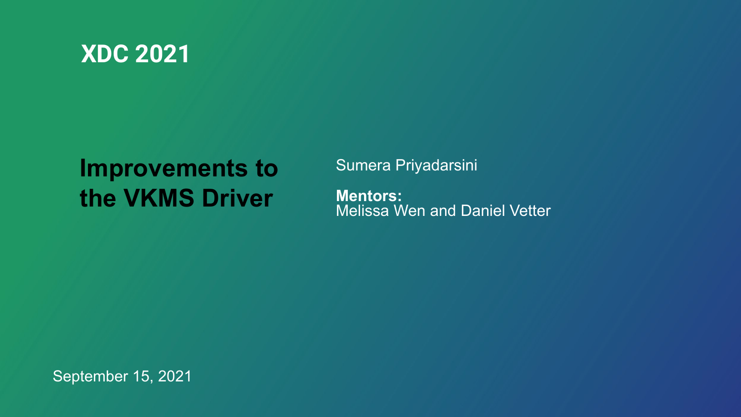XDC 2021

# Improvements to the VKMS Driver

Sumera Priyadarsini

**Mentors:**
Melissa Wen and Daniel Vetter

September 15, 2021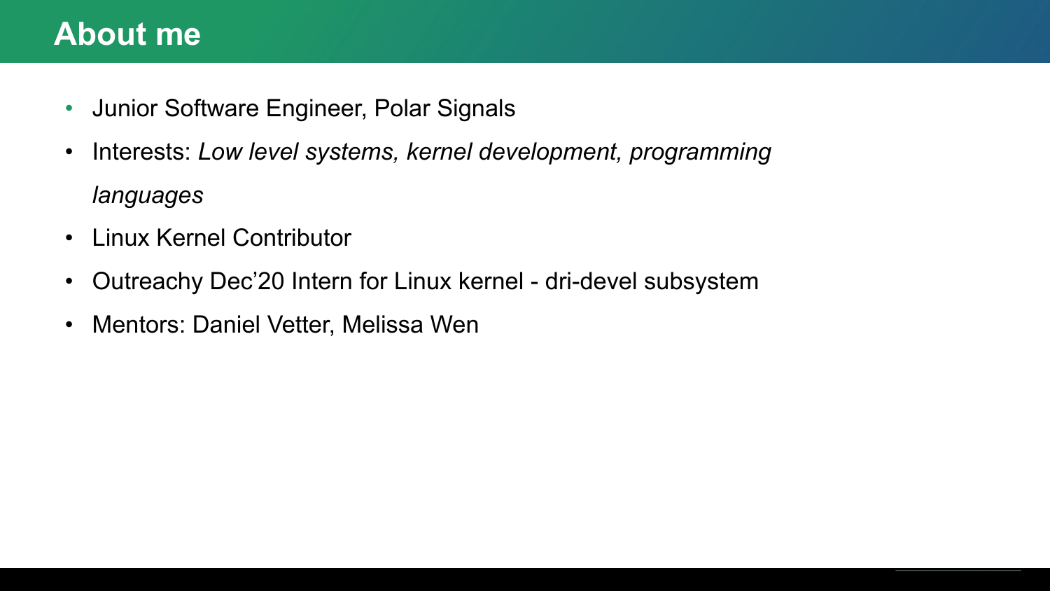# About me

- Junior Software Engineer, Polar Signals
- Interests: *Low level systems, kernel development, programming languages*
- Linux Kernel Contributor
- Outreachy Dec’20 Intern for Linux kernel - dri-devel subsystem
- Mentors: Daniel Vetter, Melissa Wen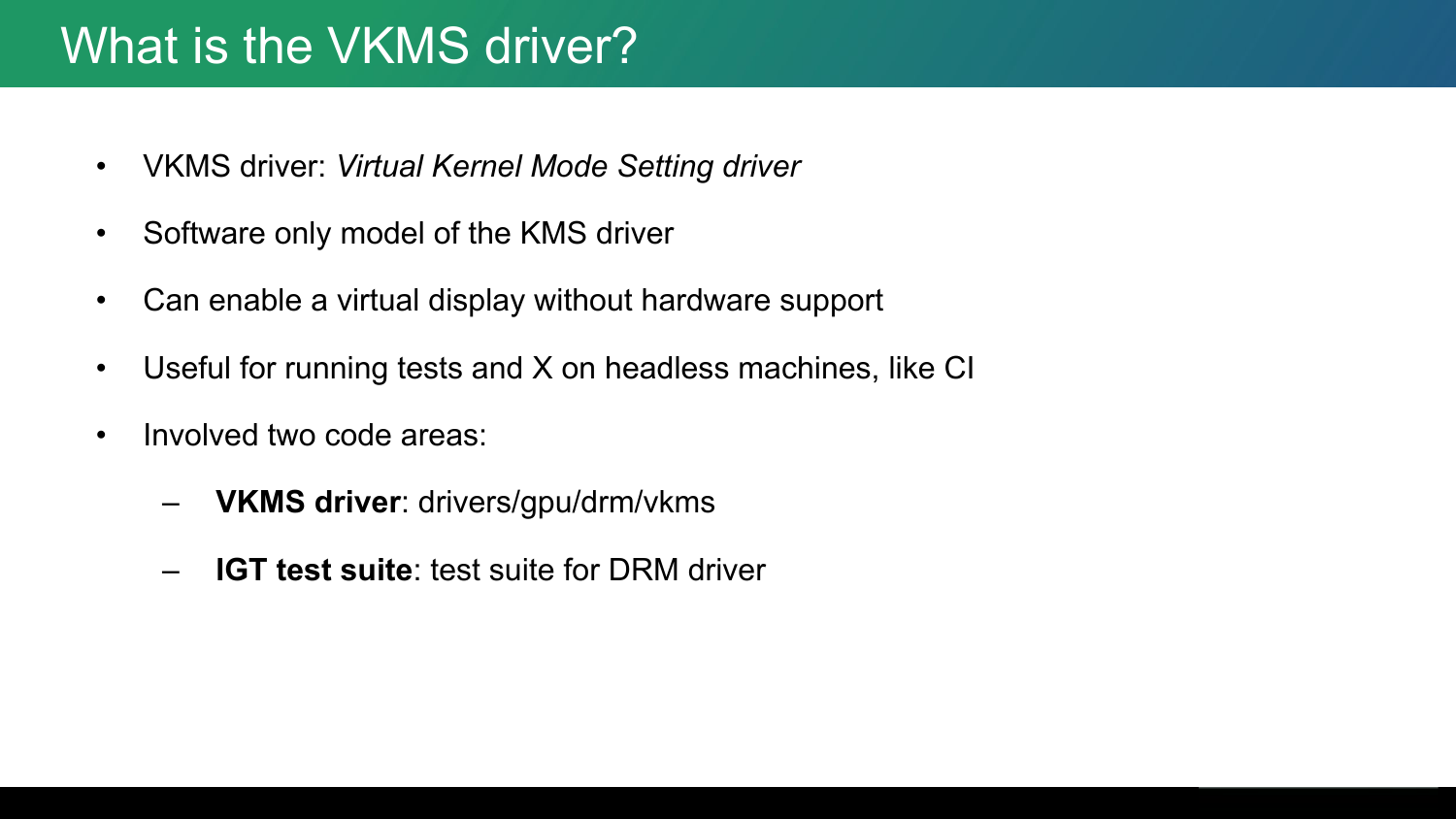# What is the VKMS driver?

- VKMS driver: *Virtual Kernel Mode Setting driver*
- Software only model of the KMS driver
- Can enable a virtual display without hardware support
- Useful for running tests and X on headless machines, like CI
- Involved two code areas:
  - **VKMS driver**: drivers/gpu/drm/vkms
  - **IGT test suite**: test suite for DRM driver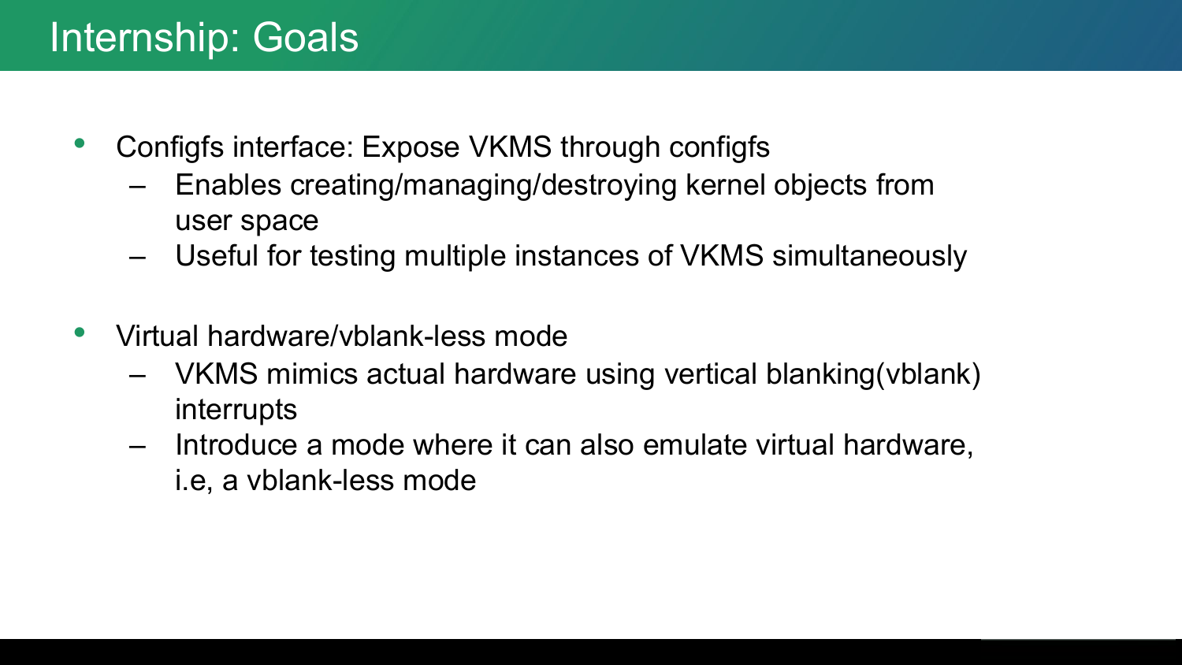# Internship: Goals

- Configfs interface: Expose VKMS through configfs
  - Enables creating/managing/destroying kernel objects from user space
  - Useful for testing multiple instances of VKMS simultaneously

- Virtual hardware/vblank-less mode
  - VKMS mimics actual hardware using vertical blanking(vblank) interrupts
  - Introduce a mode where it can also emulate virtual hardware, i.e, a vblank-less mode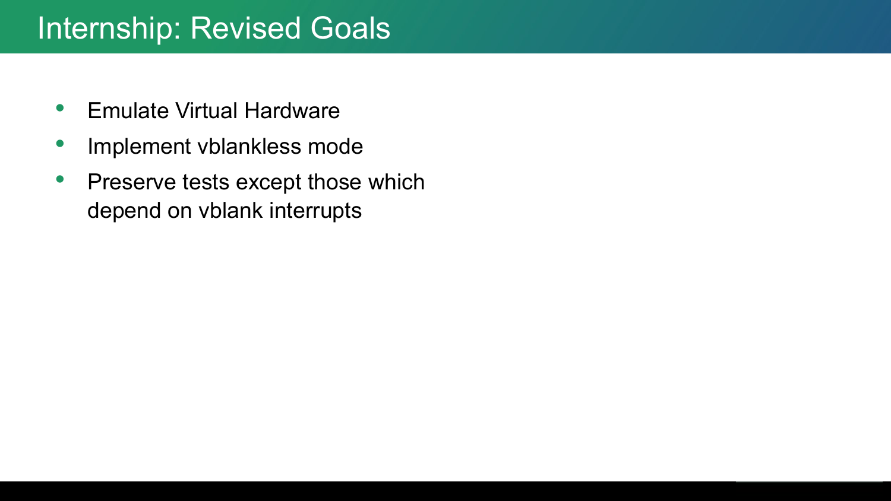# Internship: Revised Goals

- Emulate Virtual Hardware
- Implement vblankless mode
- Preserve tests except those which depend on vblank interrupts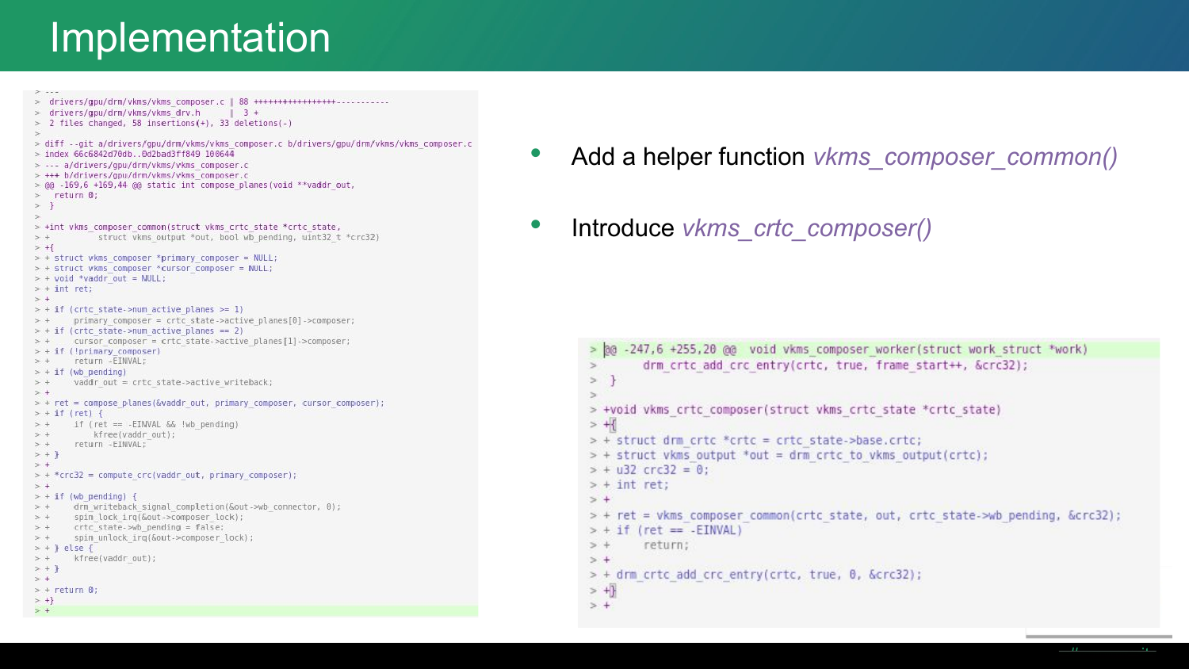# Implementation

```
> ---
>  drivers/gpu/drm/vkms/vkms_composer.c | 88 +++++++++++++++++-----------
>  drivers/gpu/drm/vkms/vkms_drv.h      |  3 +
>  2 files changed, 58 insertions(+), 33 deletions(-)
>
> diff --git a/drivers/gpu/drm/vkms/vkms_composer.c b/drivers/gpu/drm/vkms/vkms_composer.c
> index 66c6842d70db..0d2bad3ff849 100644
> --- a/drivers/gpu/drm/vkms/vkms_composer.c
> +++ b/drivers/gpu/drm/vkms/vkms_composer.c
> @@ -169,6 +169,44 @@ static int compose_planes(void **vaddr_out,
>   return 0;
>  }
>
> +int vkms_composer_common(struct vkms_crtc_state *crtc_state,
> +         struct vkms_output *out, bool wb_pending, uint32_t *crc32)
> +{
> + struct vkms_composer *primary_composer = NULL;
> + struct vkms_composer *cursor_composer = NULL;
> + void *vaddr_out = NULL;
> + int ret;
> +
> + if (crtc_state->num_active_planes >= 1)
> +     primary_composer = crtc_state->active_planes[0]->composer;
> + if (crtc_state->num_active_planes == 2)
> +     cursor_composer = crtc_state->active_planes[1]->composer;
> + if (!primary_composer)
> +     return -EINVAL;
> + if (wb_pending)
> +     vaddr_out = crtc_state->active_writeback;
> +
> + ret = compose_planes(&vaddr_out, primary_composer, cursor_composer);
> + if (ret) {
> +     if (ret == -EINVAL && !wb_pending)
> +         kfree(vaddr_out);
> +     return -EINVAL;
> + }
> +
> + *crc32 = compute_crc(vaddr_out, primary_composer);
> +
> + if (wb_pending) {
> +     drm_writeback_signal_completion(&out->wb_connector, 0);
> +     spin_lock_irq(&out->composer_lock);
> +     crtc_state->wb_pending = false;
> +     spin_unlock_irq(&out->composer_lock);
> + } else {
> +     kfree(vaddr_out);
> + }
> +
> + return 0;
> +}
> +
```

- Add a helper function *vkms_composer_common()*
- Introduce *vkms_crtc_composer()*

```
> @@ -247,6 +255,20 @@  void vkms_composer_worker(struct work_struct *work)
>       drm_crtc_add_crc_entry(crtc, true, frame_start++, &crc32);
>  }
>
> +void vkms_crtc_composer(struct vkms_crtc_state *crtc_state)
> +{
> + struct drm_crtc *crtc = crtc_state->base.crtc;
> + struct vkms_output *out = drm_crtc_to_vkms_output(crtc);
> + u32 crc32 = 0;
> + int ret;
> +
> + ret = vkms_composer_common(crtc_state, out, crtc_state->wb_pending, &crc32);
> + if (ret == -EINVAL)
> +     return;
> +
> + drm_crtc_add_crc_entry(crtc, true, 0, &crc32);
> +}
> +
```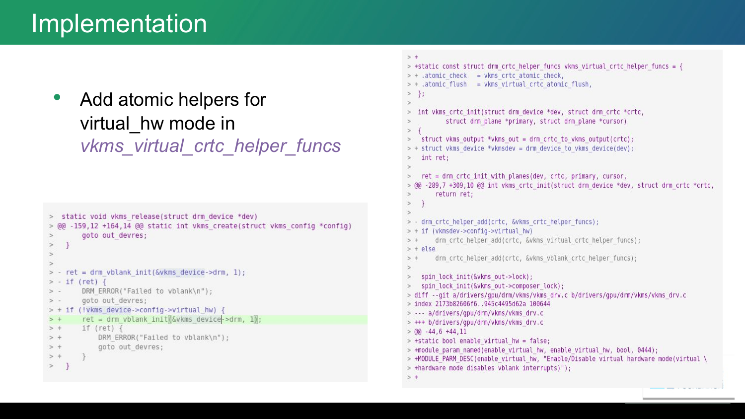# Implementation

- Add atomic helpers for virtual_hw mode in *vkms_virtual_crtc_helper_funcs*

```
>  static void vkms_release(struct drm_device *dev)
> @@ -159,12 +164,14 @@ static int vkms_create(struct vkms_config *config)
>          goto out_devres;
>    }
>
>
> - ret = drm_vblank_init(&vkms_device->drm, 1);
> - if (ret) {
> -     DRM_ERROR("Failed to vblank\n");
> -     goto out_devres;
> + if (!vkms_device->config->virtual_hw) {
> +     ret = drm_vblank_init(&vkms_device->drm, 1);
> +     if (ret) {
> +         DRM_ERROR("Failed to vblank\n");
> +         goto out_devres;
> +     }
>    }
```

```
> +
> +static const struct drm_crtc_helper_funcs vkms_virtual_crtc_helper_funcs = {
> + .atomic_check   = vkms_crtc_atomic_check,
> + .atomic_flush   = vkms_virtual_crtc_atomic_flush,
>  };
>
>  int vkms_crtc_init(struct drm_device *dev, struct drm_crtc *crtc,
>          struct drm_plane *primary, struct drm_plane *cursor)
>  {
>   struct vkms_output *vkms_out = drm_crtc_to_vkms_output(crtc);
> + struct vkms_device *vkmsdev = drm_device_to_vkms_device(dev);
>   int ret;
>
>   ret = drm_crtc_init_with_planes(dev, crtc, primary, cursor,
> @@ -289,7 +309,10 @@ int vkms_crtc_init(struct drm_device *dev, struct drm_crtc *crtc,
>       return ret;
>   }
>
> - drm_crtc_helper_add(crtc, &vkms_crtc_helper_funcs);
> + if (vkmsdev->config->virtual_hw)
> +     drm_crtc_helper_add(crtc, &vkms_virtual_crtc_helper_funcs);
> + else
> +     drm_crtc_helper_add(crtc, &vkms_vblank_crtc_helper_funcs);
>
>   spin_lock_init(&vkms_out->lock);
>   spin_lock_init(&vkms_out->composer_lock);
> diff --git a/drivers/gpu/drm/vkms/vkms_drv.c b/drivers/gpu/drm/vkms/vkms_drv.c
> index 2173b82606f6..945c4495d62a 100644
> --- a/drivers/gpu/drm/vkms/vkms_drv.c
> +++ b/drivers/gpu/drm/vkms/vkms_drv.c
> @@ -44,6 +44,11 @@
> +static bool enable_virtual_hw = false;
> +module_param_named(enable_virtual_hw, enable_virtual_hw, bool, 0444);
> +MODULE_PARM_DESC(enable_virtual_hw, "Enable/Disable virtual hardware mode(virtual \
> +hardware mode disables vblank interrupts)");
> +
```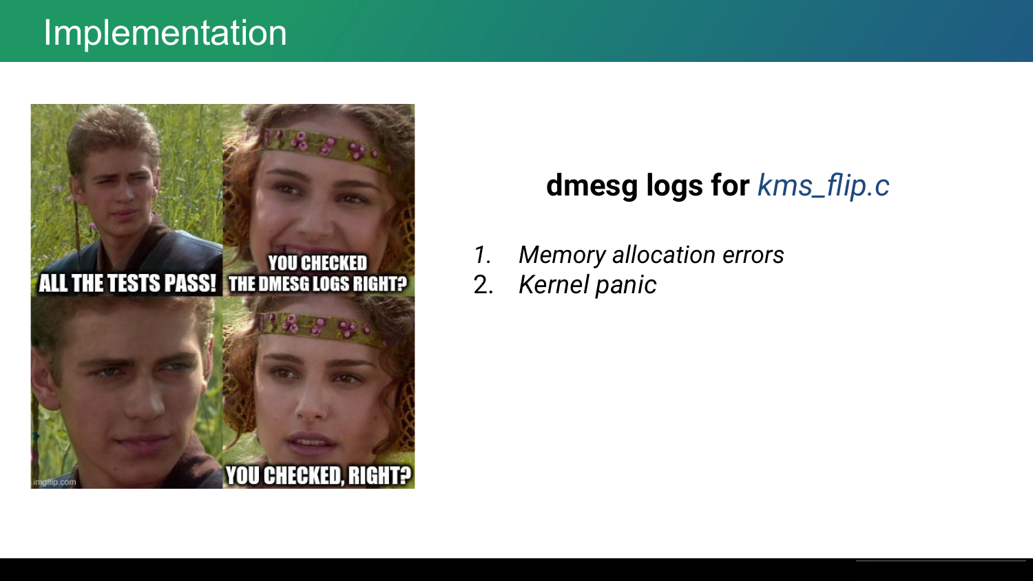# Implementation

**dmesg logs for** *kms_flip.c*

1. *Memory allocation errors*
2. *Kernel panic*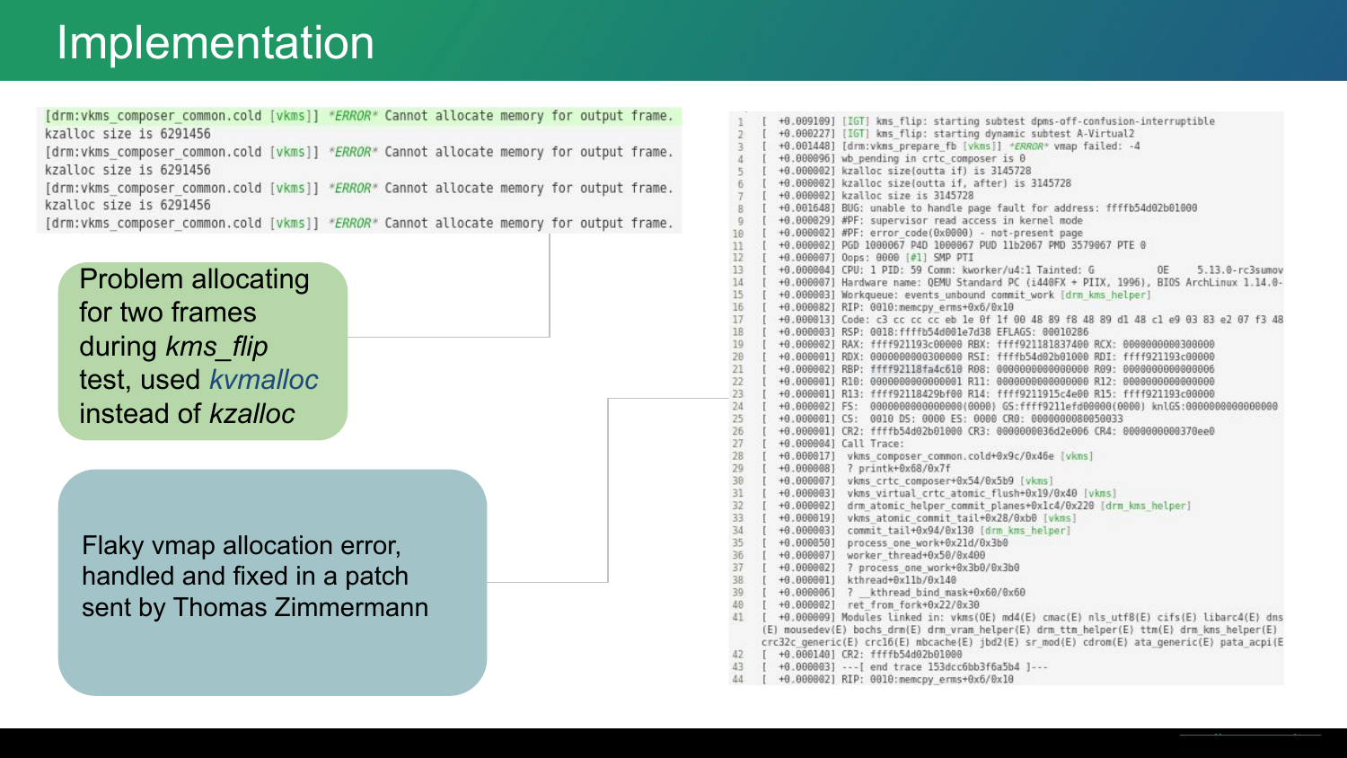# Implementation

```
[drm:vkms_composer_common.cold [vkms]] *ERROR* Cannot allocate memory for output frame.
kzalloc size is 6291456
[drm:vkms_composer_common.cold [vkms]] *ERROR* Cannot allocate memory for output frame.
kzalloc size is 6291456
[drm:vkms_composer_common.cold [vkms]] *ERROR* Cannot allocate memory for output frame.
kzalloc size is 6291456
[drm:vkms_composer_common.cold [vkms]] *ERROR* Cannot allocate memory for output frame.
```

Problem allocating for two frames during *kms_flip* test, used *kvmalloc* instead of *kzalloc*

```
1   [  +0.009109] [IGT] kms_flip: starting subtest dpms-off-confusion-interruptible
2   [  +0.000227] [IGT] kms_flip: starting dynamic subtest A-Virtual2
3   [  +0.001448] [drm:vkms_prepare_fb [vkms]] *ERROR* vmap failed: -4
4   [  +0.000096] wb_pending in crtc_composer is 0
5   [  +0.000002] kzalloc size(outta if) is 3145728
6   [  +0.000002] kzalloc size(outta if, after) is 3145728
7   [  +0.000002] kzalloc size is 3145728
8   [  +0.001648] BUG: unable to handle page fault for address: ffffb54d02b01000
9   [  +0.000029] #PF: supervisor read access in kernel mode
10  [  +0.000002] #PF: error_code(0x0000) - not-present page
11  [  +0.000002] PGD 1000067 P4D 1000067 PUD 11b2067 PMD 3579067 PTE 0
12  [  +0.000007] Oops: 0000 [#1] SMP PTI
13  [  +0.000004] CPU: 1 PID: 59 Comm: kworker/u4:1 Tainted: G          OE     5.13.0-rc3sumov
14  [  +0.000007] Hardware name: QEMU Standard PC (i440FX + PIIX, 1996), BIOS ArchLinux 1.14.0-
15  [  +0.000003] Workqueue: events_unbound commit_work [drm_kms_helper]
16  [  +0.000082] RIP: 0010:memcpy_erms+0x6/0x10
17  [  +0.000013] Code: c3 cc cc cc eb 1e 0f 1f 00 48 89 f8 48 89 d1 48 c1 e9 03 83 e2 07 f3 48
18  [  +0.000003] RSP: 0018:ffffb54d001e7d38 EFLAGS: 00010286
19  [  +0.000002] RAX: ffff921193c00000 RBX: ffff921181837400 RCX: 0000000000300000
20  [  +0.000001] RDX: 0000000000300000 RSI: ffffb54d02b01000 RDI: ffff921193c00000
21  [  +0.000002] RBP: ffff92118fa4c610 R08: 0000000000000000 R09: 0000000000000006
22  [  +0.000001] R10: 0000000000000001 R11: 0000000000000000 R12: 0000000000000000
23  [  +0.000001] R13: ffff92118429bf00 R14: ffff9211915c4e00 R15: ffff921193c00000
24  [  +0.000002] FS:  0000000000000000(0000) GS:ffff9211efd00000(0000) knlGS:0000000000000000
25  [  +0.000001] CS:  0010 DS: 0000 ES: 0000 CR0: 0000000080050033
26  [  +0.000001] CR2: ffffb54d02b01000 CR3: 0000000036d2e006 CR4: 0000000000370ee0
27  [  +0.000004] Call Trace:
28  [  +0.000017]  vkms_composer_common.cold+0x9c/0x46e [vkms]
29  [  +0.000008]  ? printk+0x68/0x7f
30  [  +0.000007]  vkms_crtc_composer+0x54/0x5b9 [vkms]
31  [  +0.000003]  vkms_virtual_crtc_atomic_flush+0x19/0x40 [vkms]
32  [  +0.000002]  drm_atomic_helper_commit_planes+0x1c4/0x220 [drm_kms_helper]
33  [  +0.000019]  vkms_atomic_commit_tail+0x28/0xb0 [vkms]
34  [  +0.000003]  commit_tail+0x94/0x130 [drm_kms_helper]
35  [  +0.000050]  process_one_work+0x21d/0x3b0
36  [  +0.000007]  worker_thread+0x50/0x400
37  [  +0.000002]  ? process_one_work+0x3b0/0x3b0
38  [  +0.000001]  kthread+0x11b/0x140
39  [  +0.000006]  ? __kthread_bind_mask+0x60/0x60
40  [  +0.000002]  ret_from_fork+0x22/0x30
41  [  +0.000009] Modules linked in: vkms(OE) md4(E) cmac(E) nls_utf8(E) cifs(E) libarc4(E) dns
    (E) mousedev(E) bochs_drm(E) drm_vram_helper(E) drm_ttm_helper(E) ttm(E) drm_kms_helper(E)
    crc32c_generic(E) crc16(E) mbcache(E) jbd2(E) sr_mod(E) cdrom(E) ata_generic(E) pata_acpi(E
42  [  +0.000140] CR2: ffffb54d02b01000
43  [  +0.000003] ---[ end trace 153dcc6bb3f6a5b4 ]---
44  [  +0.000002] RIP: 0010:memcpy_erms+0x6/0x10
```

Flaky vmap allocation error, handled and fixed in a patch sent by Thomas Zimmermann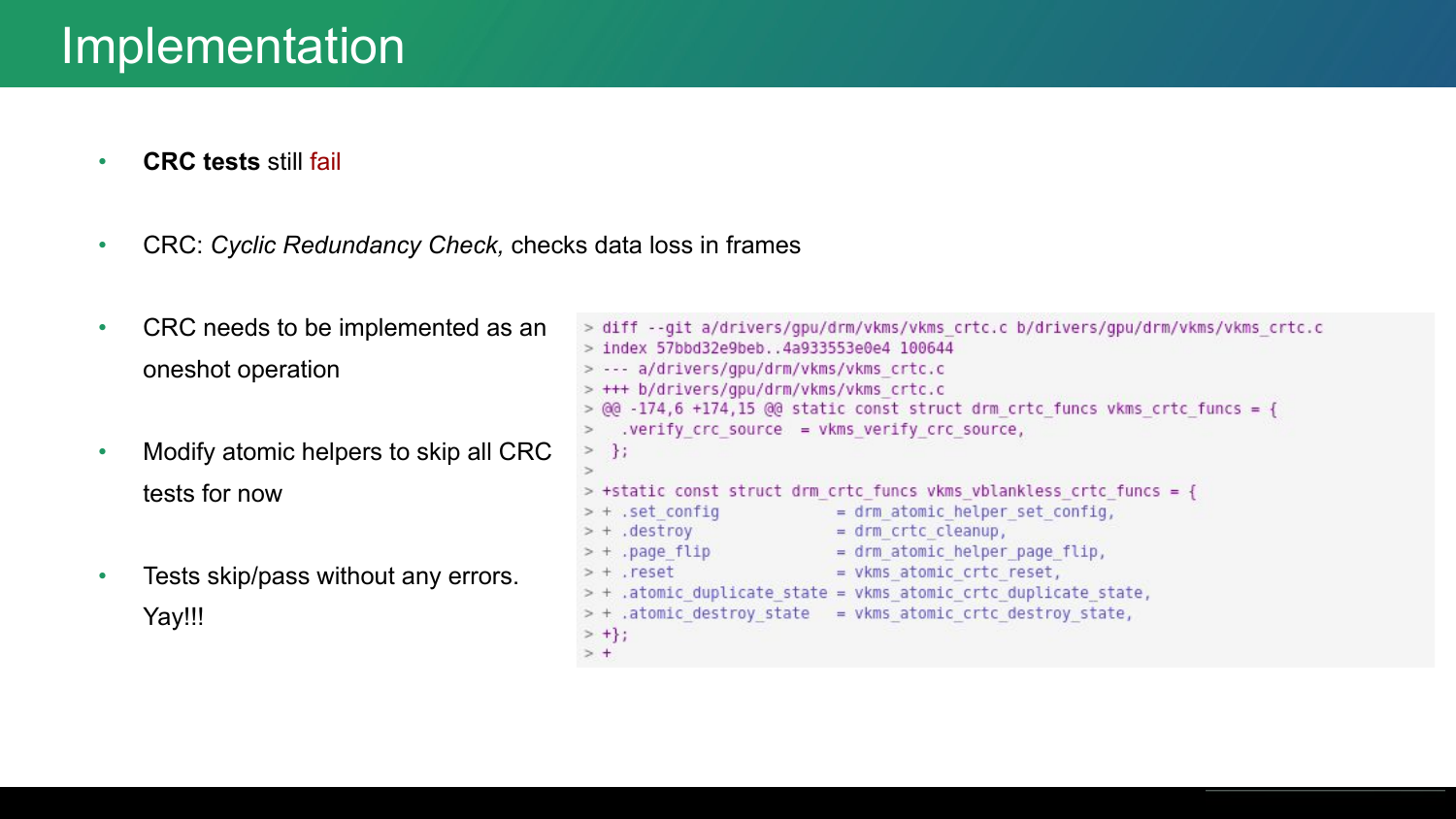# Implementation

- **CRC tests** still fail
- CRC: *Cyclic Redundancy Check,* checks data loss in frames
- CRC needs to be implemented as an oneshot operation
- Modify atomic helpers to skip all CRC tests for now
- Tests skip/pass without any errors. Yay!!!

```
> diff --git a/drivers/gpu/drm/vkms/vkms_crtc.c b/drivers/gpu/drm/vkms/vkms_crtc.c
> index 57bbd32e9beb..4a933553e0e4 100644
> --- a/drivers/gpu/drm/vkms/vkms_crtc.c
> +++ b/drivers/gpu/drm/vkms/vkms_crtc.c
> @@ -174,6 +174,15 @@ static const struct drm_crtc_funcs vkms_crtc_funcs = {
>   .verify_crc_source  = vkms_verify_crc_source,
>  };
>
> +static const struct drm_crtc_funcs vkms_vblankless_crtc_funcs = {
> + .set_config             = drm_atomic_helper_set_config,
> + .destroy                = drm_crtc_cleanup,
> + .page_flip              = drm_atomic_helper_page_flip,
> + .reset                  = vkms_atomic_crtc_reset,
> + .atomic_duplicate_state = vkms_atomic_crtc_duplicate_state,
> + .atomic_destroy_state   = vkms_atomic_crtc_destroy_state,
> +};
> +
```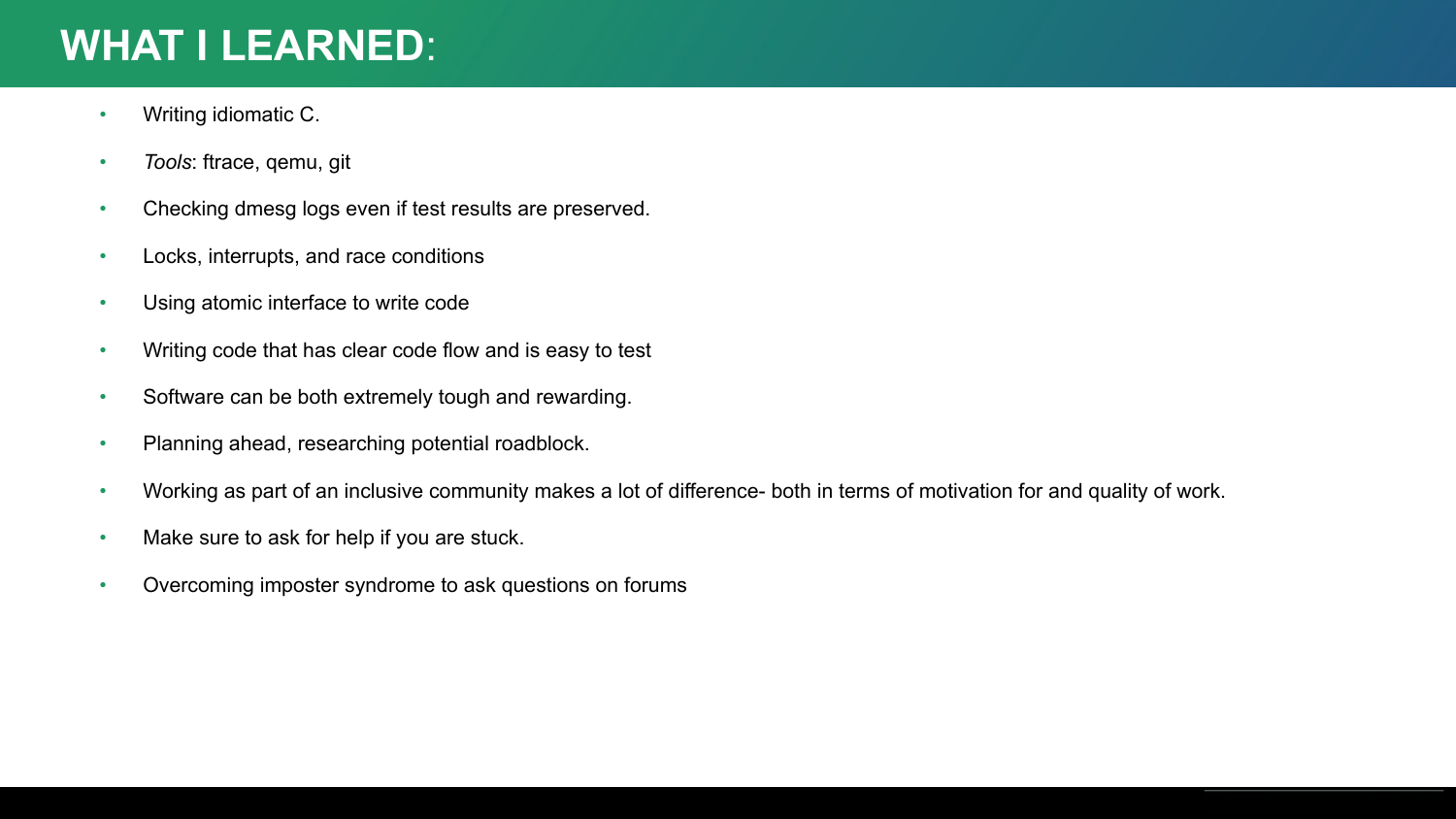# **WHAT I LEARNED**:

- Writing idiomatic C.
- *Tools*: ftrace, qemu, git
- Checking dmesg logs even if test results are preserved.
- Locks, interrupts, and race conditions
- Using atomic interface to write code
- Writing code that has clear code flow and is easy to test
- Software can be both extremely tough and rewarding.
- Planning ahead, researching potential roadblock.
- Working as part of an inclusive community makes a lot of difference- both in terms of motivation for and quality of work.
- Make sure to ask for help if you are stuck.
- Overcoming imposter syndrome to ask questions on forums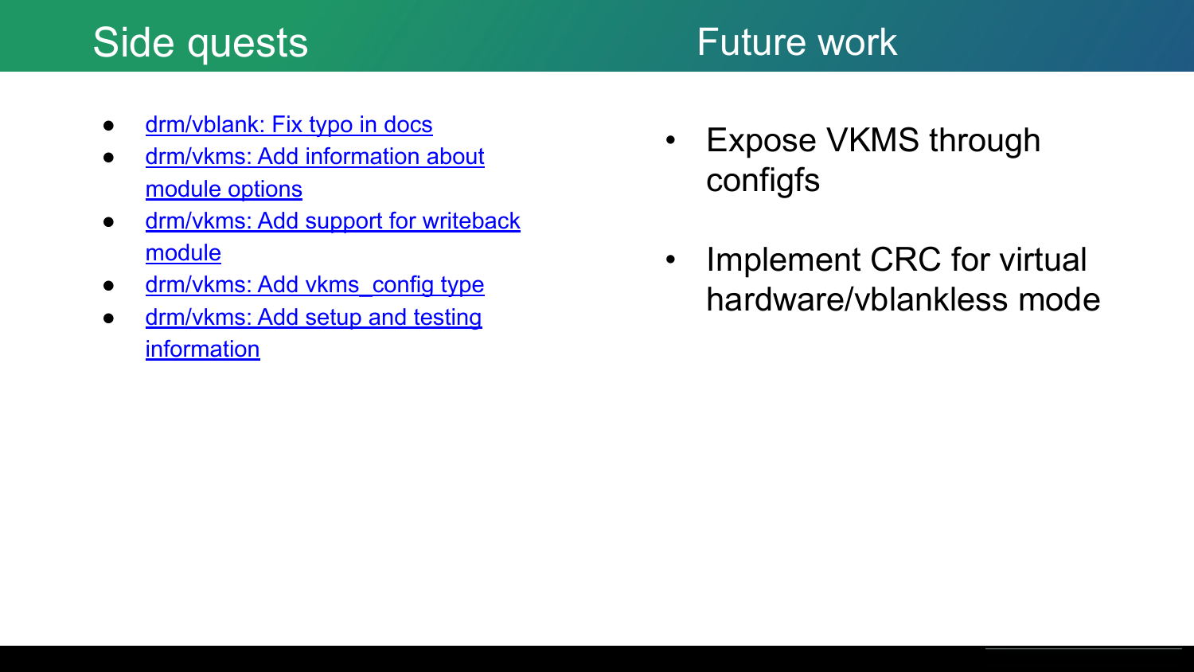## Side quests

- drm/vblank: Fix typo in docs
- drm/vkms: Add information about module options
- drm/vkms: Add support for writeback module
- drm/vkms: Add vkms_config type
- drm/vkms: Add setup and testing information

## Future work

- Expose VKMS through configfs
- Implement CRC for virtual hardware/vblankless mode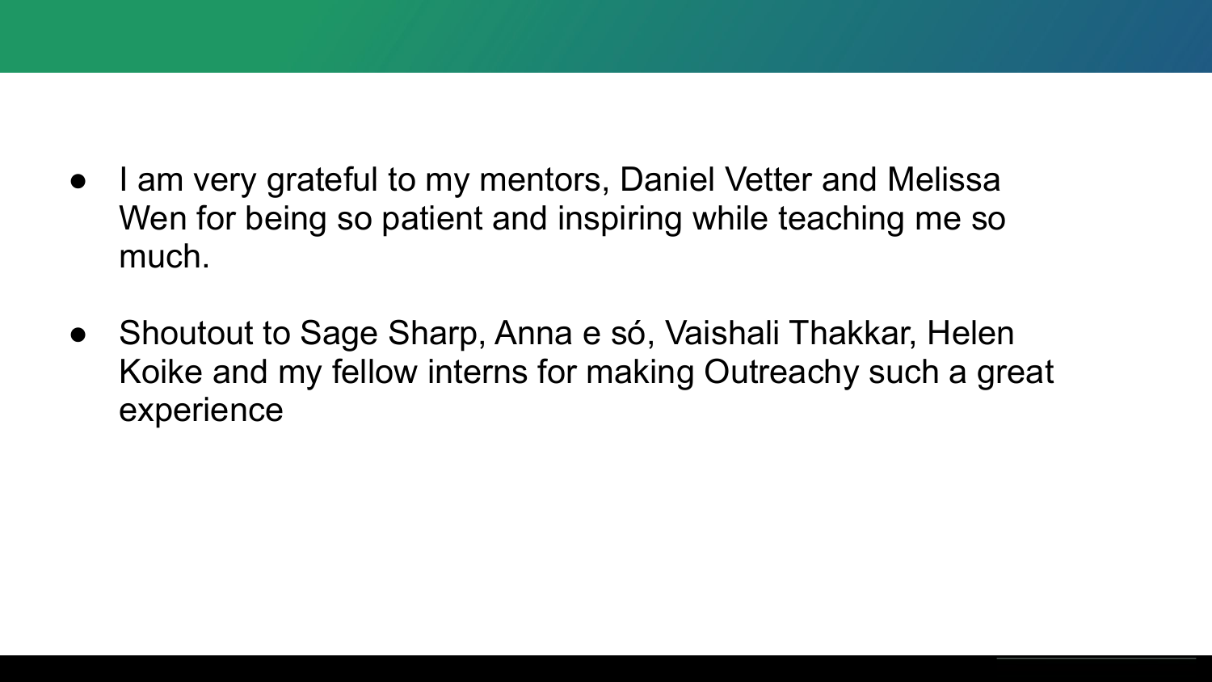- I am very grateful to my mentors, Daniel Vetter and Melissa Wen for being so patient and inspiring while teaching me so much.

- Shoutout to Sage Sharp, Anna e só, Vaishali Thakkar, Helen Koike and my fellow interns for making Outreachy such a great experience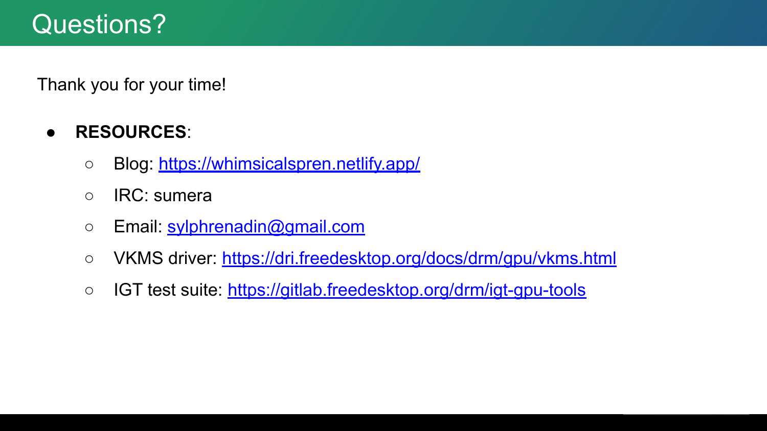# Questions?

Thank you for your time!

- **RESOURCES**:
  - Blog: https://whimsicalspren.netlify.app/
  - IRC: sumera
  - Email: sylphrenadin@gmail.com
  - VKMS driver: https://dri.freedesktop.org/docs/drm/gpu/vkms.html
  - IGT test suite: https://gitlab.freedesktop.org/drm/igt-gpu-tools